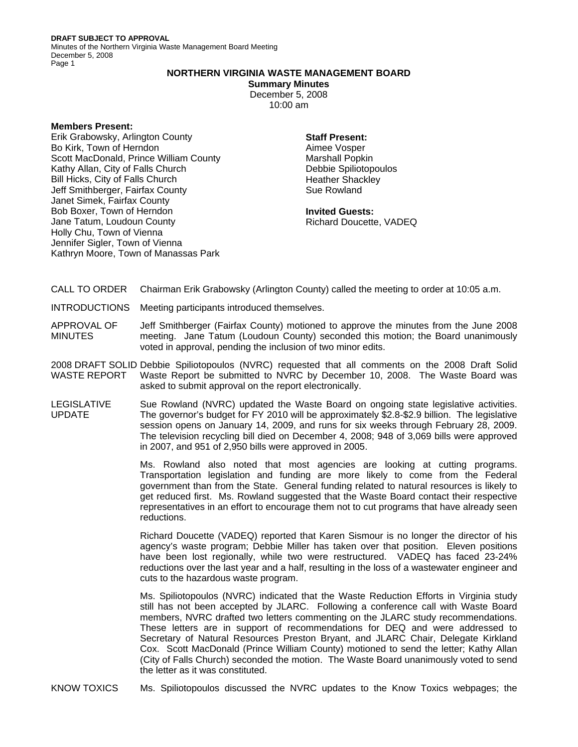# NORTHERN VIRGINIA WASTE MANAGEMENT BOARD

**Summary Minutes**
December 5, 2008
10:00 am

**Members Present:**
Erik Grabowsky, Arlington County
Bo Kirk, Town of Herndon
Scott MacDonald, Prince William County
Kathy Allan, City of Falls Church
Bill Hicks, City of Falls Church
Jeff Smithberger, Fairfax County
Janet Simek, Fairfax County
Bob Boxer, Town of Herndon
Jane Tatum, Loudoun County
Holly Chu, Town of Vienna
Jennifer Sigler, Town of Vienna
Kathryn Moore, Town of Manassas Park

**Staff Present:**
Aimee Vosper
Marshall Popkin
Debbie Spiliotopoulos
Heather Shackley
Sue Rowland

**Invited Guests:**
Richard Doucette, VADEQ

CALL TO ORDER — Chairman Erik Grabowsky (Arlington County) called the meeting to order at 10:05 a.m.

INTRODUCTIONS — Meeting participants introduced themselves.

APPROVAL OF MINUTES — Jeff Smithberger (Fairfax County) motioned to approve the minutes from the June 2008 meeting. Jane Tatum (Loudoun County) seconded this motion; the Board unanimously voted in approval, pending the inclusion of two minor edits.

2008 DRAFT SOLID WASTE REPORT — Debbie Spiliotopoulos (NVRC) requested that all comments on the 2008 Draft Solid Waste Report be submitted to NVRC by December 10, 2008. The Waste Board was asked to submit approval on the report electronically.

LEGISLATIVE UPDATE — Sue Rowland (NVRC) updated the Waste Board on ongoing state legislative activities. The governor's budget for FY 2010 will be approximately $2.8-$2.9 billion. The legislative session opens on January 14, 2009, and runs for six weeks through February 28, 2009. The television recycling bill died on December 4, 2008; 948 of 3,069 bills were approved in 2007, and 951 of 2,950 bills were approved in 2005.

Ms. Rowland also noted that most agencies are looking at cutting programs. Transportation legislation and funding are more likely to come from the Federal government than from the State. General funding related to natural resources is likely to get reduced first. Ms. Rowland suggested that the Waste Board contact their respective representatives in an effort to encourage them not to cut programs that have already seen reductions.

Richard Doucette (VADEQ) reported that Karen Sismour is no longer the director of his agency's waste program; Debbie Miller has taken over that position. Eleven positions have been lost regionally, while two were restructured. VADEQ has faced 23-24% reductions over the last year and a half, resulting in the loss of a wastewater engineer and cuts to the hazardous waste program.

Ms. Spiliotopoulos (NVRC) indicated that the Waste Reduction Efforts in Virginia study still has not been accepted by JLARC. Following a conference call with Waste Board members, NVRC drafted two letters commenting on the JLARC study recommendations. These letters are in support of recommendations for DEQ and were addressed to Secretary of Natural Resources Preston Bryant, and JLARC Chair, Delegate Kirkland Cox. Scott MacDonald (Prince William County) motioned to send the letter; Kathy Allan (City of Falls Church) seconded the motion. The Waste Board unanimously voted to send the letter as it was constituted.

KNOW TOXICS — Ms. Spiliotopoulos discussed the NVRC updates to the Know Toxics webpages; the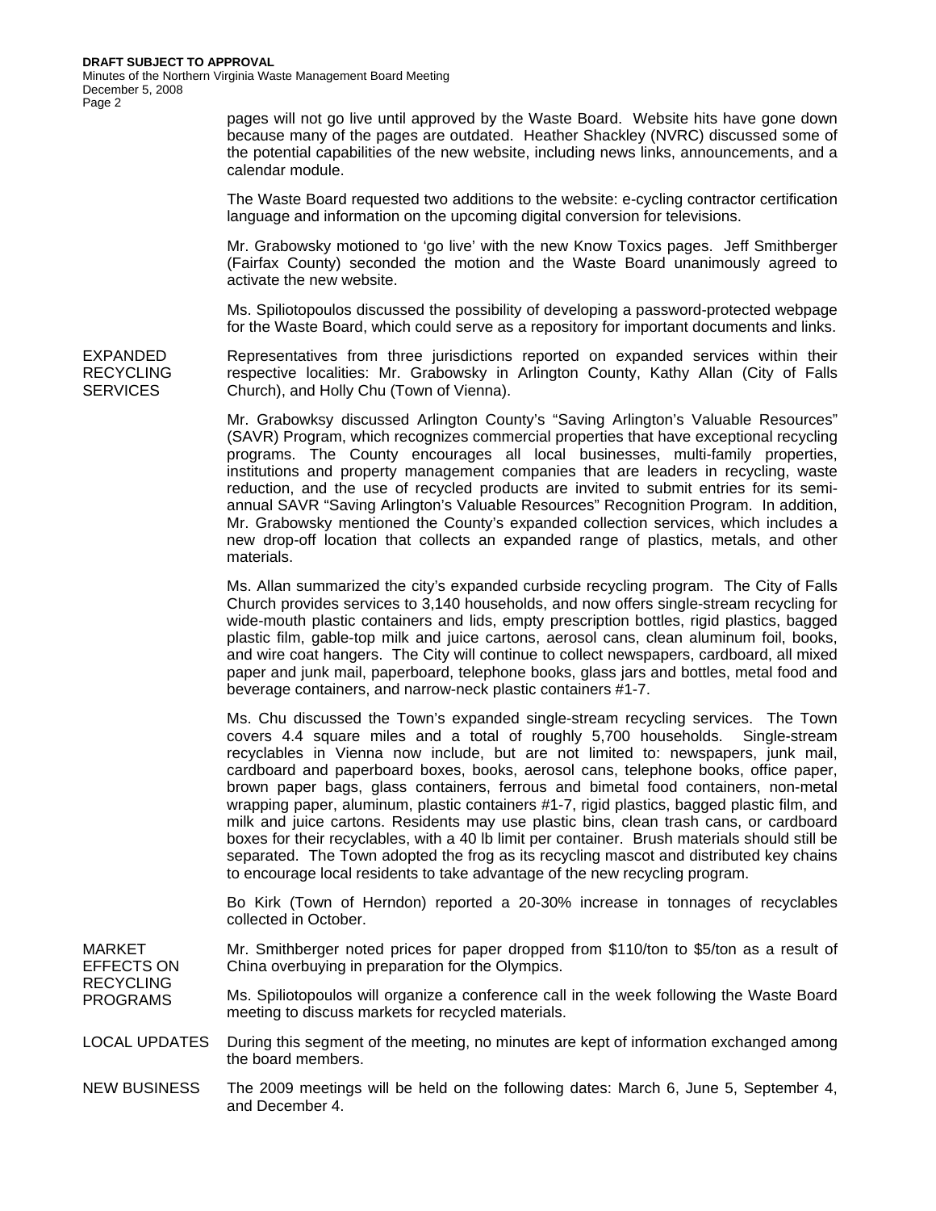pages will not go live until approved by the Waste Board. Website hits have gone down because many of the pages are outdated. Heather Shackley (NVRC) discussed some of the potential capabilities of the new website, including news links, announcements, and a calendar module.

The Waste Board requested two additions to the website: e-cycling contractor certification language and information on the upcoming digital conversion for televisions.

Mr. Grabowsky motioned to 'go live' with the new Know Toxics pages. Jeff Smithberger (Fairfax County) seconded the motion and the Waste Board unanimously agreed to activate the new website.

Ms. Spiliotopoulos discussed the possibility of developing a password-protected webpage for the Waste Board, which could serve as a repository for important documents and links.

**EXPANDED RECYCLING SERVICES**

Representatives from three jurisdictions reported on expanded services within their respective localities: Mr. Grabowsky in Arlington County, Kathy Allan (City of Falls Church), and Holly Chu (Town of Vienna).

Mr. Grabowksy discussed Arlington County's "Saving Arlington's Valuable Resources" (SAVR) Program, which recognizes commercial properties that have exceptional recycling programs. The County encourages all local businesses, multi-family properties, institutions and property management companies that are leaders in recycling, waste reduction, and the use of recycled products are invited to submit entries for its semi-annual SAVR "Saving Arlington's Valuable Resources" Recognition Program. In addition, Mr. Grabowsky mentioned the County's expanded collection services, which includes a new drop-off location that collects an expanded range of plastics, metals, and other materials.

Ms. Allan summarized the city's expanded curbside recycling program. The City of Falls Church provides services to 3,140 households, and now offers single-stream recycling for wide-mouth plastic containers and lids, empty prescription bottles, rigid plastics, bagged plastic film, gable-top milk and juice cartons, aerosol cans, clean aluminum foil, books, and wire coat hangers. The City will continue to collect newspapers, cardboard, all mixed paper and junk mail, paperboard, telephone books, glass jars and bottles, metal food and beverage containers, and narrow-neck plastic containers #1-7.

Ms. Chu discussed the Town's expanded single-stream recycling services. The Town covers 4.4 square miles and a total of roughly 5,700 households. Single-stream recyclables in Vienna now include, but are not limited to: newspapers, junk mail, cardboard and paperboard boxes, books, aerosol cans, telephone books, office paper, brown paper bags, glass containers, ferrous and bimetal food containers, non-metal wrapping paper, aluminum, plastic containers #1-7, rigid plastics, bagged plastic film, and milk and juice cartons. Residents may use plastic bins, clean trash cans, or cardboard boxes for their recyclables, with a 40 lb limit per container. Brush materials should still be separated. The Town adopted the frog as its recycling mascot and distributed key chains to encourage local residents to take advantage of the new recycling program.

Bo Kirk (Town of Herndon) reported a 20-30% increase in tonnages of recyclables collected in October.

**MARKET EFFECTS ON RECYCLING PROGRAMS**

Mr. Smithberger noted prices for paper dropped from \$110/ton to \$5/ton as a result of China overbuying in preparation for the Olympics.

Ms. Spiliotopoulos will organize a conference call in the week following the Waste Board meeting to discuss markets for recycled materials.

**LOCAL UPDATES**

During this segment of the meeting, no minutes are kept of information exchanged among the board members.

**NEW BUSINESS**

The 2009 meetings will be held on the following dates: March 6, June 5, September 4, and December 4.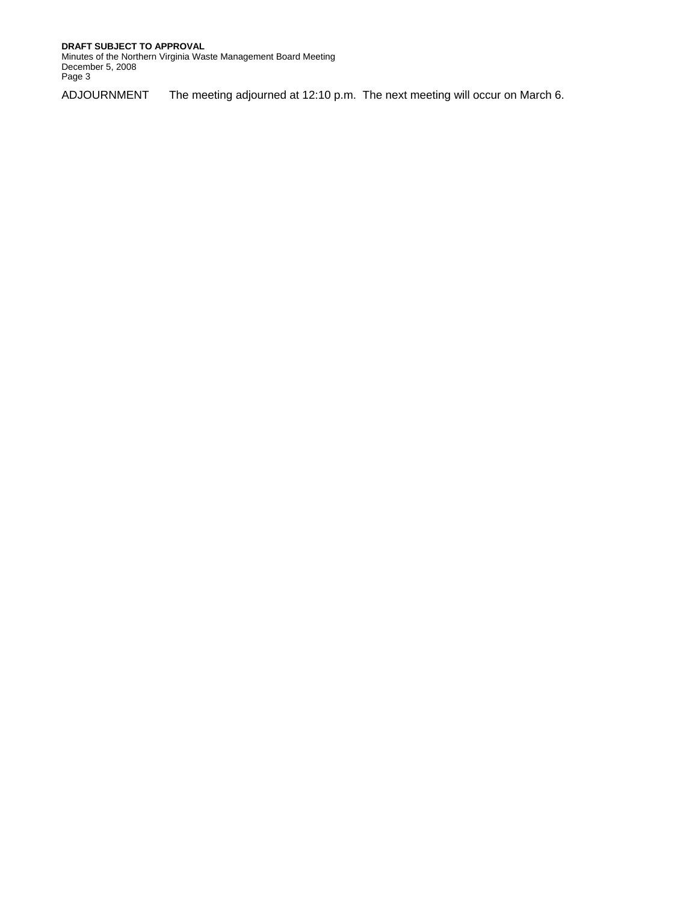ADJOURNMENT The meeting adjourned at 12:10 p.m. The next meeting will occur on March 6.